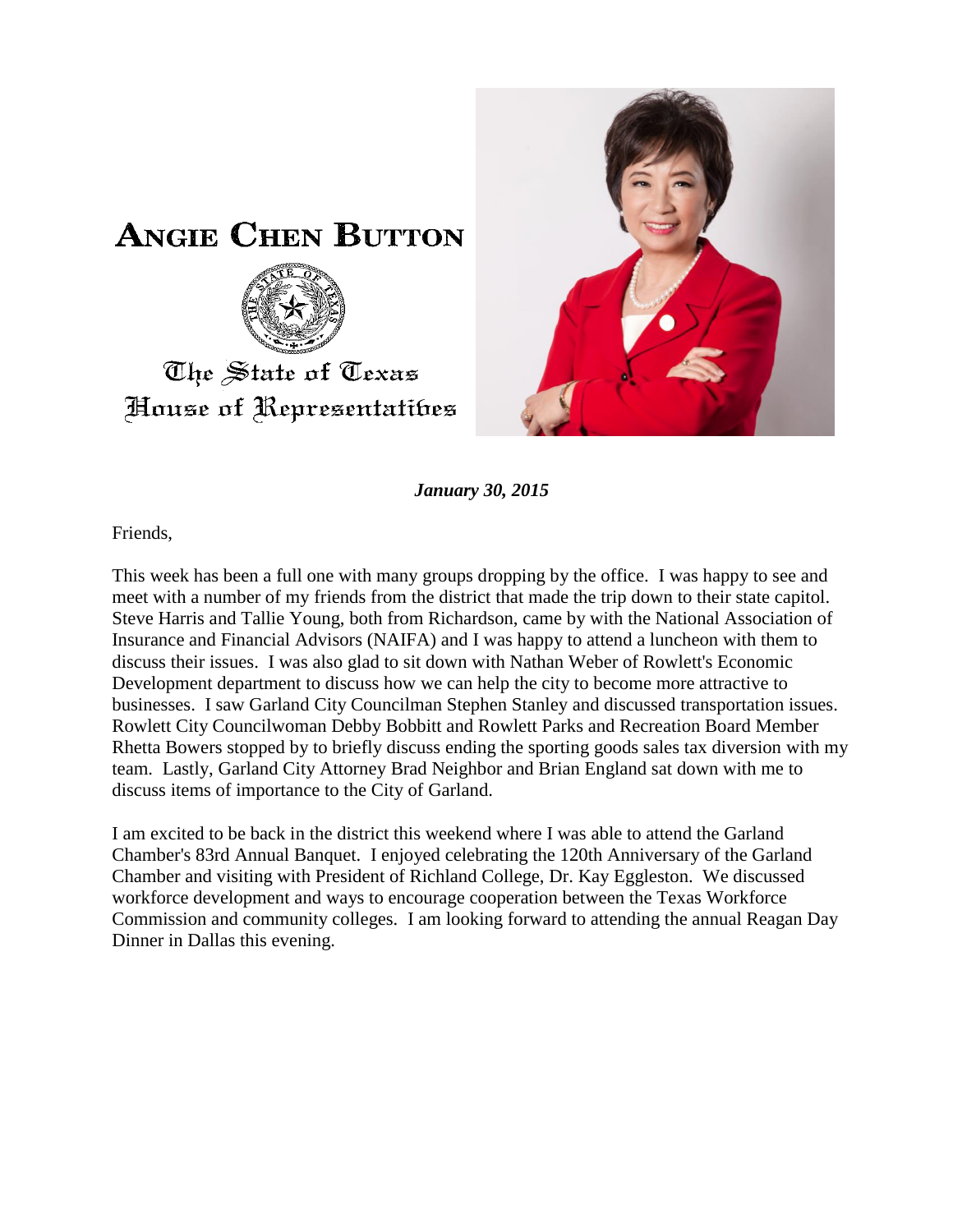# ANGIE CHEN BUTTON

The State of Texas
House of Representatives

***January 30, 2015***

Friends,

This week has been a full one with many groups dropping by the office. I was happy to see and meet with a number of my friends from the district that made the trip down to their state capitol. Steve Harris and Tallie Young, both from Richardson, came by with the National Association of Insurance and Financial Advisors (NAIFA) and I was happy to attend a luncheon with them to discuss their issues. I was also glad to sit down with Nathan Weber of Rowlett's Economic Development department to discuss how we can help the city to become more attractive to businesses. I saw Garland City Councilman Stephen Stanley and discussed transportation issues. Rowlett City Councilwoman Debby Bobbitt and Rowlett Parks and Recreation Board Member Rhetta Bowers stopped by to briefly discuss ending the sporting goods sales tax diversion with my team. Lastly, Garland City Attorney Brad Neighbor and Brian England sat down with me to discuss items of importance to the City of Garland.

I am excited to be back in the district this weekend where I was able to attend the Garland Chamber's 83rd Annual Banquet. I enjoyed celebrating the 120th Anniversary of the Garland Chamber and visiting with President of Richland College, Dr. Kay Eggleston. We discussed workforce development and ways to encourage cooperation between the Texas Workforce Commission and community colleges. I am looking forward to attending the annual Reagan Day Dinner in Dallas this evening.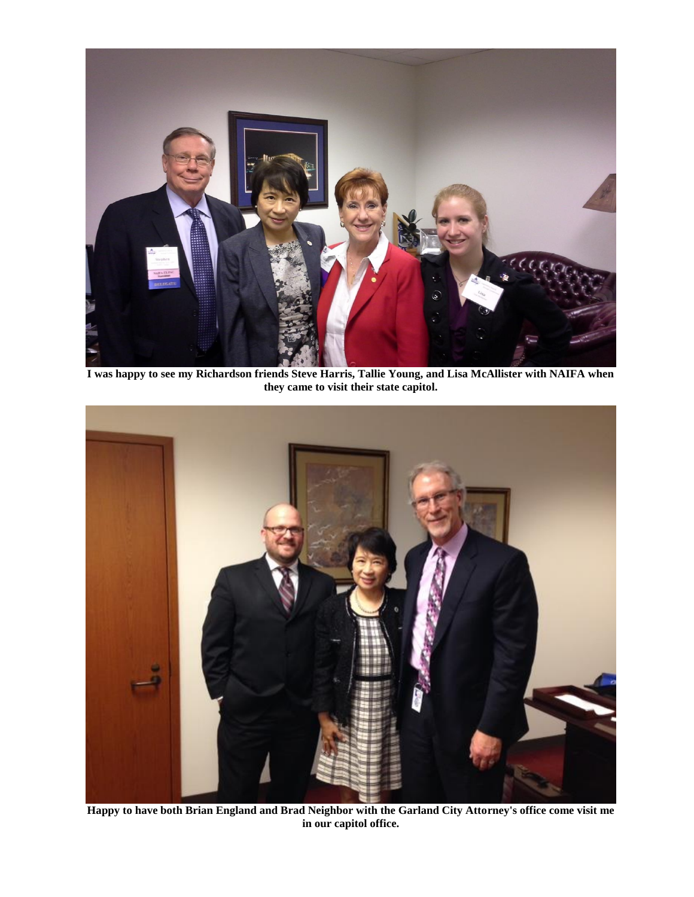**I was happy to see my Richardson friends Steve Harris, Tallie Young, and Lisa McAllister with NAIFA when they came to visit their state capitol.**

**Happy to have both Brian England and Brad Neighbor with the Garland City Attorney's office come visit me in our capitol office.**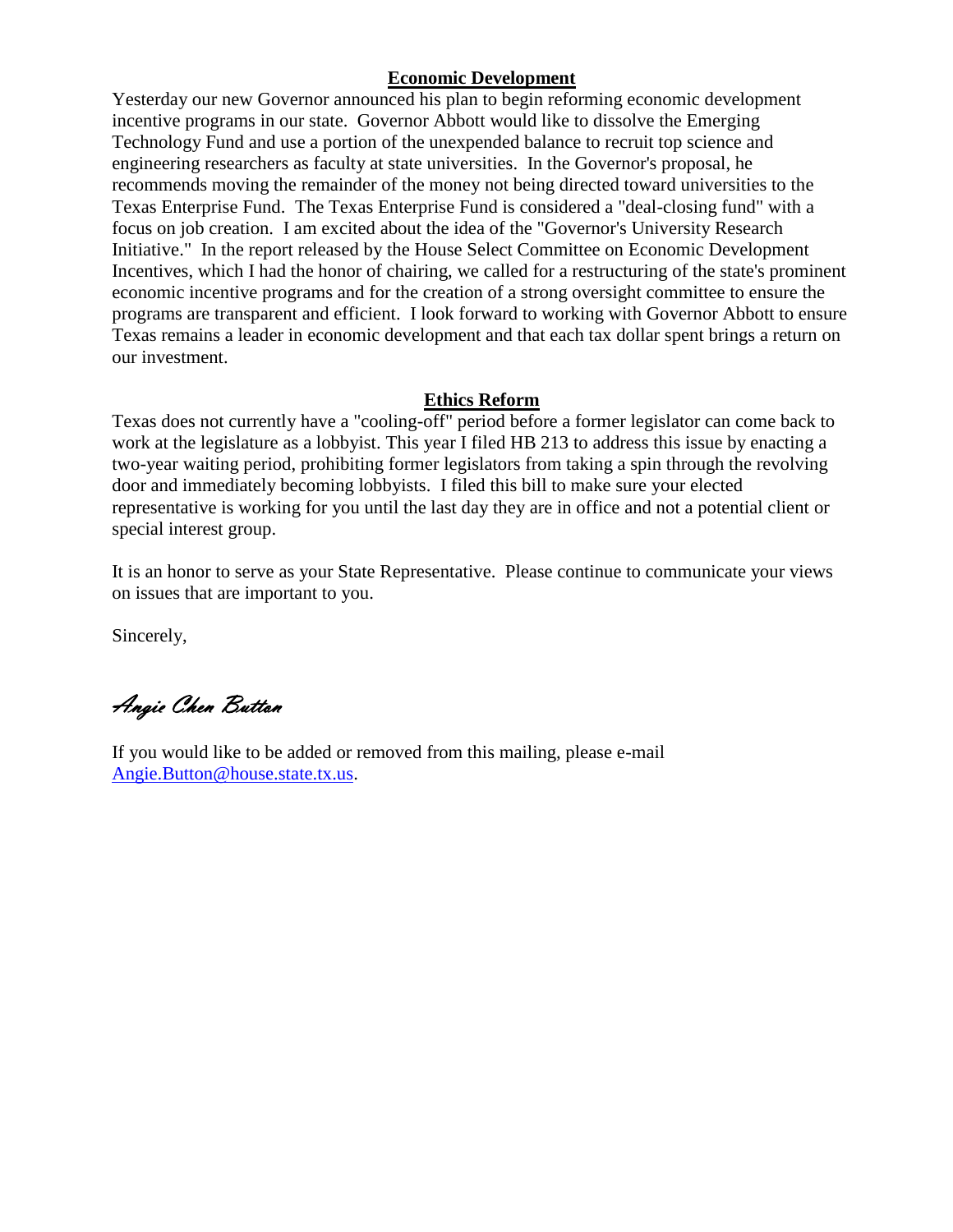## Economic Development

Yesterday our new Governor announced his plan to begin reforming economic development incentive programs in our state. Governor Abbott would like to dissolve the Emerging Technology Fund and use a portion of the unexpended balance to recruit top science and engineering researchers as faculty at state universities. In the Governor's proposal, he recommends moving the remainder of the money not being directed toward universities to the Texas Enterprise Fund. The Texas Enterprise Fund is considered a "deal-closing fund" with a focus on job creation. I am excited about the idea of the "Governor's University Research Initiative." In the report released by the House Select Committee on Economic Development Incentives, which I had the honor of chairing, we called for a restructuring of the state's prominent economic incentive programs and for the creation of a strong oversight committee to ensure the programs are transparent and efficient. I look forward to working with Governor Abbott to ensure Texas remains a leader in economic development and that each tax dollar spent brings a return on our investment.

## Ethics Reform

Texas does not currently have a "cooling-off" period before a former legislator can come back to work at the legislature as a lobbyist. This year I filed HB 213 to address this issue by enacting a two-year waiting period, prohibiting former legislators from taking a spin through the revolving door and immediately becoming lobbyists. I filed this bill to make sure your elected representative is working for you until the last day they are in office and not a potential client or special interest group.

It is an honor to serve as your State Representative. Please continue to communicate your views on issues that are important to you.

Sincerely,

*Angie Chen Button*

If you would like to be added or removed from this mailing, please e-mail Angie.Button@house.state.tx.us.